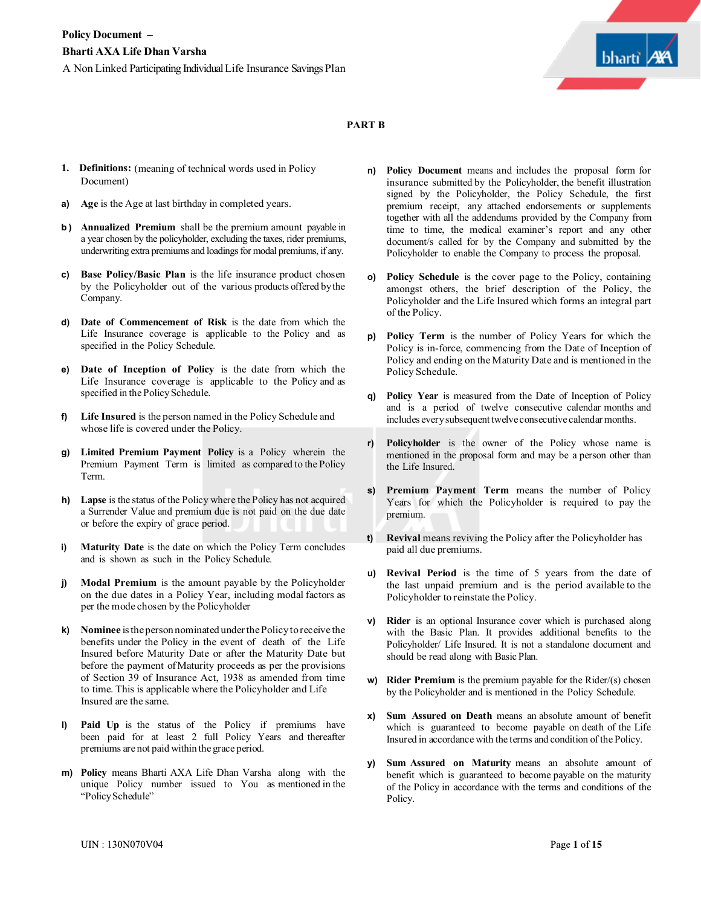**Policy Document –**

**Bharti AXA Life Dhan Varsha**

A Non Linked Participating Individual Life Insurance Savings Plan

**PART B**

1. **Definitions:** (meaning of technical words used in Policy Document)

a) **Age** is the Age at last birthday in completed years.

b) **Annualized Premium** shall be the premium amount payable in a year chosen by the policyholder, excluding the taxes, rider premiums, underwriting extra premiums and loadings for modal premiums, if any.

c) **Base Policy/Basic Plan** is the life insurance product chosen by the Policyholder out of the various products offered by the Company.

d) **Date of Commencement of Risk** is the date from which the Life Insurance coverage is applicable to the Policy and as specified in the Policy Schedule.

e) **Date of Inception of Policy** is the date from which the Life Insurance coverage is applicable to the Policy and as specified in the Policy Schedule.

f) **Life Insured** is the person named in the Policy Schedule and whose life is covered under the Policy.

g) **Limited Premium Payment Policy** is a Policy wherein the Premium Payment Term is limited as compared to the Policy Term.

h) **Lapse** is the status of the Policy where the Policy has not acquired a Surrender Value and premium due is not paid on the due date or before the expiry of grace period.

i) **Maturity Date** is the date on which the Policy Term concludes and is shown as such in the Policy Schedule.

j) **Modal Premium** is the amount payable by the Policyholder on the due dates in a Policy Year, including modal factors as per the mode chosen by the Policyholder

k) **Nominee** is the person nominated under the Policy to receive the benefits under the Policy in the event of death of the Life Insured before Maturity Date or after the Maturity Date but before the payment of Maturity proceeds as per the provisions of Section 39 of Insurance Act, 1938 as amended from time to time. This is applicable where the Policyholder and Life Insured are the same.

l) **Paid Up** is the status of the Policy if premiums have been paid for at least 2 full Policy Years and thereafter premiums are not paid within the grace period.

m) **Policy** means Bharti AXA Life Dhan Varsha along with the unique Policy number issued to You as mentioned in the "Policy Schedule"

n) **Policy Document** means and includes the proposal form for insurance submitted by the Policyholder, the benefit illustration signed by the Policyholder, the Policy Schedule, the first premium receipt, any attached endorsements or supplements together with all the addendums provided by the Company from time to time, the medical examiner's report and any other document/s called for by the Company and submitted by the Policyholder to enable the Company to process the proposal.

o) **Policy Schedule** is the cover page to the Policy, containing amongst others, the brief description of the Policy, the Policyholder and the Life Insured which forms an integral part of the Policy.

p) **Policy Term** is the number of Policy Years for which the Policy is in-force, commencing from the Date of Inception of Policy and ending on the Maturity Date and is mentioned in the Policy Schedule.

q) **Policy Year** is measured from the Date of Inception of Policy and is a period of twelve consecutive calendar months and includes every subsequent twelve consecutive calendar months.

r) **Policyholder** is the owner of the Policy whose name is mentioned in the proposal form and may be a person other than the Life Insured.

s) **Premium Payment Term** means the number of Policy Years for which the Policyholder is required to pay the premium.

t) **Revival** means reviving the Policy after the Policyholder has paid all due premiums.

u) **Revival Period** is the time of 5 years from the date of the last unpaid premium and is the period available to the Policyholder to reinstate the Policy.

v) **Rider** is an optional Insurance cover which is purchased along with the Basic Plan. It provides additional benefits to the Policyholder/ Life Insured. It is not a standalone document and should be read along with Basic Plan.

w) **Rider Premium** is the premium payable for the Rider/(s) chosen by the Policyholder and is mentioned in the Policy Schedule.

x) **Sum Assured on Death** means an absolute amount of benefit which is guaranteed to become payable on death of the Life Insured in accordance with the terms and condition of the Policy.

y) **Sum Assured on Maturity** means an absolute amount of benefit which is guaranteed to become payable on the maturity of the Policy in accordance with the terms and conditions of the Policy.

UIN : 130N070V04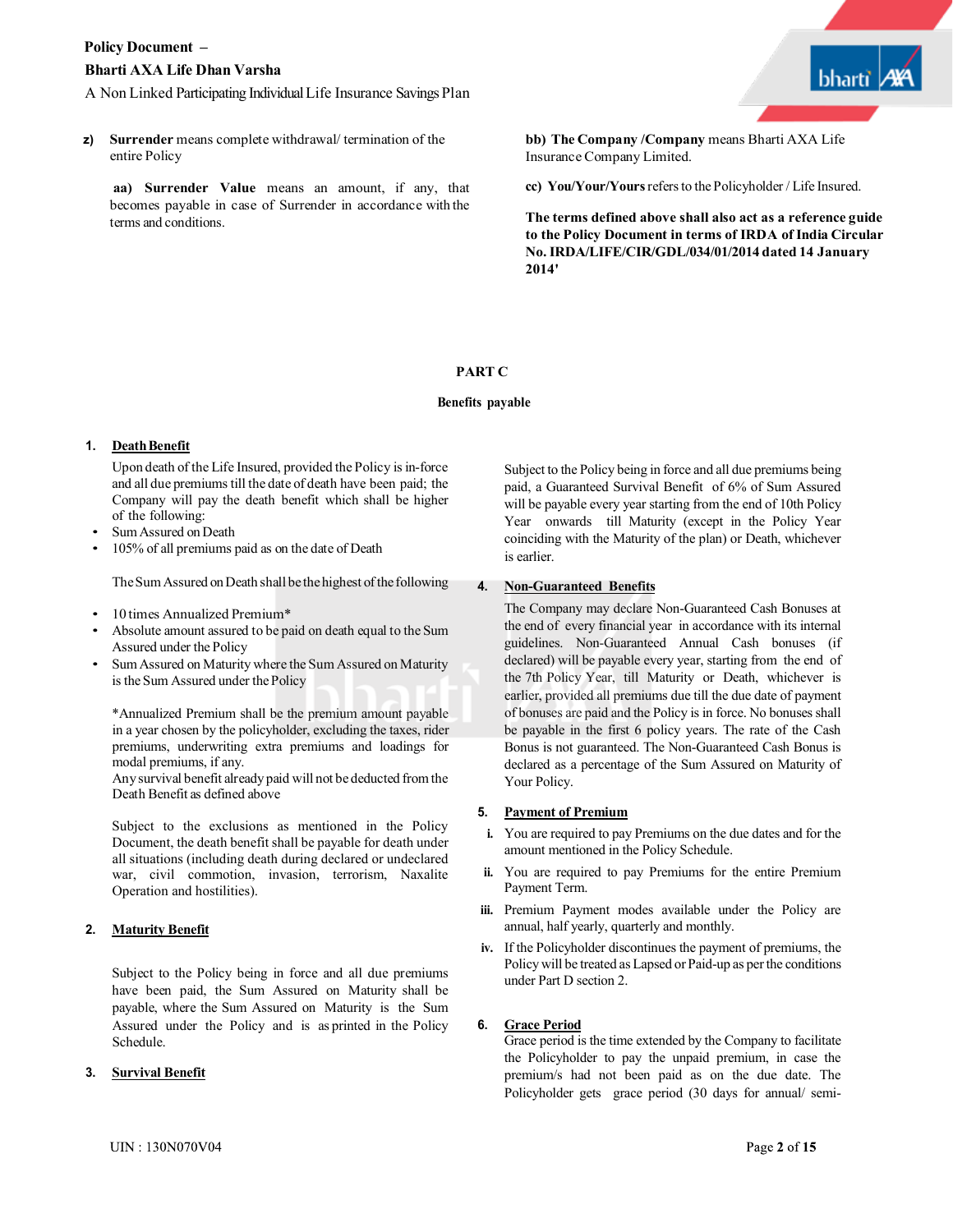**z)** **Surrender** means complete withdrawal/ termination of the entire Policy

**aa)** **Surrender Value** means an amount, if any, that becomes payable in case of Surrender in accordance with the terms and conditions.

**bb)** **The Company /Company** means Bharti AXA Life Insurance Company Limited.

**cc)** **You/Your/Yours** refers to the Policyholder / Life Insured.

**The terms defined above shall also act as a reference guide to the Policy Document in terms of IRDA of India Circular No. IRDA/LIFE/CIR/GDL/034/01/2014 dated 14 January 2014'**

## PART C

### Benefits payable

**1. Death Benefit**

Upon death of the Life Insured, provided the Policy is in-force and all due premiums till the date of death have been paid; the Company will pay the death benefit which shall be higher of the following:

- Sum Assured on Death
- 105% of all premiums paid as on the date of Death

The Sum Assured on Death shall be the highest of the following

- 10 times Annualized Premium*
- Absolute amount assured to be paid on death equal to the Sum Assured under the Policy
- Sum Assured on Maturity where the Sum Assured on Maturity is the Sum Assured under the Policy

*Annualized Premium shall be the premium amount payable in a year chosen by the policyholder, excluding the taxes, rider premiums, underwriting extra premiums and loadings for modal premiums, if any.

Any survival benefit already paid will not be deducted from the Death Benefit as defined above

Subject to the exclusions as mentioned in the Policy Document, the death benefit shall be payable for death under all situations (including death during declared or undeclared war, civil commotion, invasion, terrorism, Naxalite Operation and hostilities).

**2. Maturity Benefit**

Subject to the Policy being in force and all due premiums have been paid, the Sum Assured on Maturity shall be payable, where the Sum Assured on Maturity is the Sum Assured under the Policy and is as printed in the Policy Schedule.

**3. Survival Benefit**

Subject to the Policy being in force and all due premiums being paid, a Guaranteed Survival Benefit of 6% of Sum Assured will be payable every year starting from the end of 10th Policy Year onwards till Maturity (except in the Policy Year coinciding with the Maturity of the plan) or Death, whichever is earlier.

**4. Non-Guaranteed Benefits**

The Company may declare Non-Guaranteed Cash Bonuses at the end of every financial year in accordance with its internal guidelines. Non-Guaranteed Annual Cash bonuses (if declared) will be payable every year, starting from the end of the 7th Policy Year, till Maturity or Death, whichever is earlier, provided all premiums due till the due date of payment of bonuses are paid and the Policy is in force. No bonuses shall be payable in the first 6 policy years. The rate of the Cash Bonus is not guaranteed. The Non-Guaranteed Cash Bonus is declared as a percentage of the Sum Assured on Maturity of Your Policy.

**5. Payment of Premium**

i. You are required to pay Premiums on the due dates and for the amount mentioned in the Policy Schedule.

ii. You are required to pay Premiums for the entire Premium Payment Term.

iii. Premium Payment modes available under the Policy are annual, half yearly, quarterly and monthly.

iv. If the Policyholder discontinues the payment of premiums, the Policy will be treated as Lapsed or Paid-up as per the conditions under Part D section 2.

**6. Grace Period**

Grace period is the time extended by the Company to facilitate the Policyholder to pay the unpaid premium, in case the premium/s had not been paid as on the due date. The Policyholder gets grace period (30 days for annual/ semi-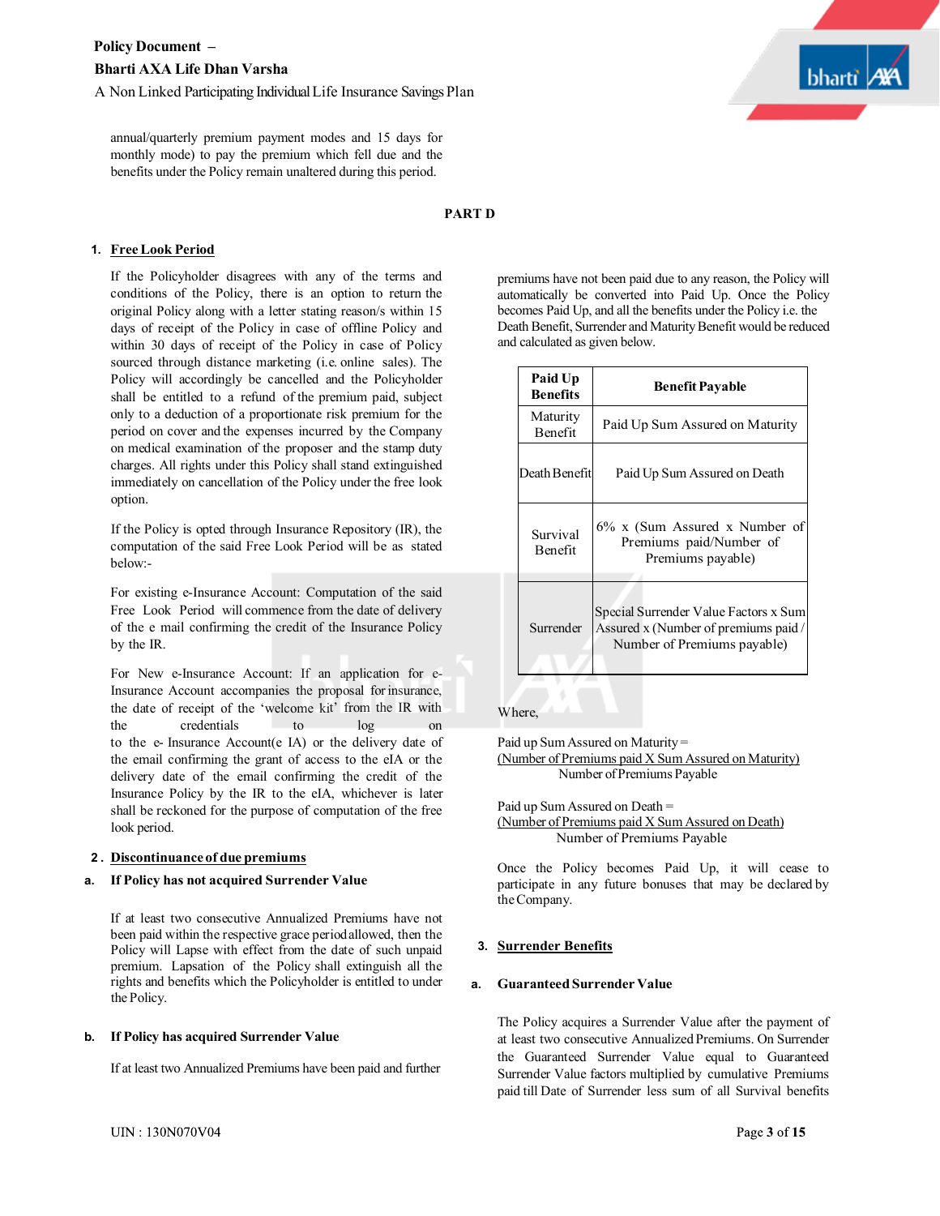annual/quarterly premium payment modes and 15 days for monthly mode) to pay the premium which fell due and the benefits under the Policy remain unaltered during this period.

## PART D

### 1. Free Look Period

If the Policyholder disagrees with any of the terms and conditions of the Policy, there is an option to return the original Policy along with a letter stating reason/s within 15 days of receipt of the Policy in case of offline Policy and within 30 days of receipt of the Policy in case of Policy sourced through distance marketing (i.e. online sales). The Policy will accordingly be cancelled and the Policyholder shall be entitled to a refund of the premium paid, subject only to a deduction of a proportionate risk premium for the period on cover and the expenses incurred by the Company on medical examination of the proposer and the stamp duty charges. All rights under this Policy shall stand extinguished immediately on cancellation of the Policy under the free look option.

If the Policy is opted through Insurance Repository (IR), the computation of the said Free Look Period will be as stated below:-

For existing e-Insurance Account: Computation of the said Free Look Period will commence from the date of delivery of the e mail confirming the credit of the Insurance Policy by the IR.

For New e-Insurance Account: If an application for e-Insurance Account accompanies the proposal for insurance, the date of receipt of the 'welcome kit' from the IR with the credentials to log on to the e- Insurance Account(e IA) or the delivery date of the email confirming the grant of access to the eIA or the delivery date of the email confirming the credit of the Insurance Policy by the IR to the eIA, whichever is later shall be reckoned for the purpose of computation of the free look period.

### 2. Discontinuance of due premiums

**a. If Policy has not acquired Surrender Value**

If at least two consecutive Annualized Premiums have not been paid within the respective grace period allowed, then the Policy will Lapse with effect from the date of such unpaid premium. Lapsation of the Policy shall extinguish all the rights and benefits which the Policyholder is entitled to under the Policy.

**b. If Policy has acquired Surrender Value**

If at least two Annualized Premiums have been paid and further premiums have not been paid due to any reason, the Policy will automatically be converted into Paid Up. Once the Policy becomes Paid Up, and all the benefits under the Policy i.e. the Death Benefit, Surrender and Maturity Benefit would be reduced and calculated as given below.

| Paid Up Benefits | Benefit Payable |
|---|---|
| Maturity Benefit | Paid Up Sum Assured on Maturity |
| Death Benefit | Paid Up Sum Assured on Death |
| Survival Benefit | 6% x (Sum Assured x Number of Premiums paid/Number of Premiums payable) |
| Surrender | Special Surrender Value Factors x Sum Assured x (Number of premiums paid / Number of Premiums payable) |

Where,

Paid up Sum Assured on Maturity =

$$\frac{\text{Number of Premiums paid X Sum Assured on Maturity}}{\text{Number of Premiums Payable}}$$

Paid up Sum Assured on Death =

$$\frac{\text{Number of Premiums paid X Sum Assured on Death}}{\text{Number of Premiums Payable}}$$

Once the Policy becomes Paid Up, it will cease to participate in any future bonuses that may be declared by the Company.

### 3. Surrender Benefits

**a. Guaranteed Surrender Value**

The Policy acquires a Surrender Value after the payment of at least two consecutive Annualized Premiums. On Surrender the Guaranteed Surrender Value equal to Guaranteed Surrender Value factors multiplied by cumulative Premiums paid till Date of Surrender less sum of all Survival benefits

UIN : 130N070V04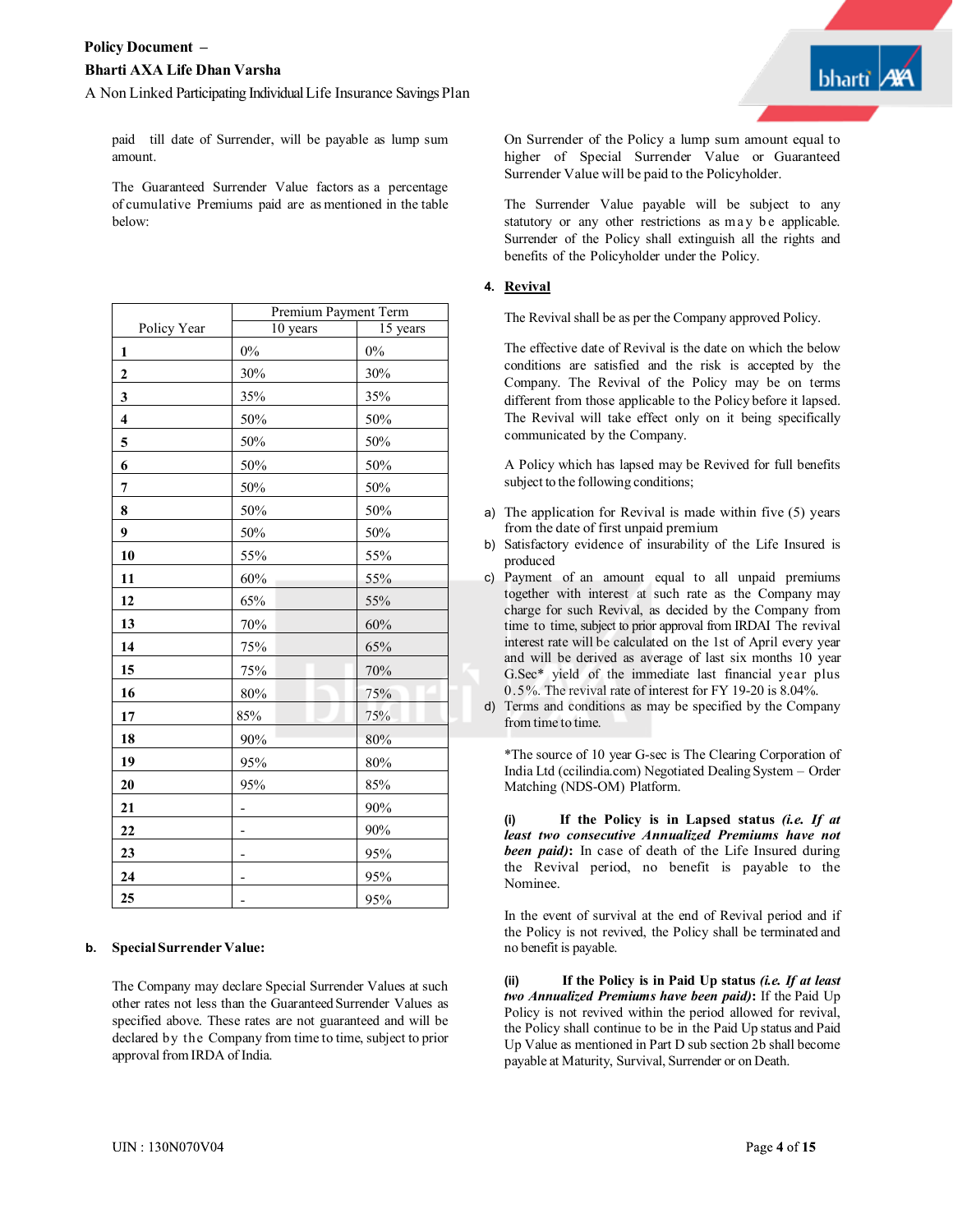paid till date of Surrender, will be payable as lump sum amount.

The Guaranteed Surrender Value factors as a percentage of cumulative Premiums paid are as mentioned in the table below:

| Policy Year | Premium Payment Term | |
|---|---|---|
| | 10 years | 15 years |
| **1** | 0% | 0% |
| **2** | 30% | 30% |
| **3** | 35% | 35% |
| **4** | 50% | 50% |
| **5** | 50% | 50% |
| **6** | 50% | 50% |
| **7** | 50% | 50% |
| **8** | 50% | 50% |
| **9** | 50% | 50% |
| **10** | 55% | 55% |
| **11** | 60% | 55% |
| **12** | 65% | 55% |
| **13** | 70% | 60% |
| **14** | 75% | 65% |
| **15** | 75% | 70% |
| **16** | 80% | 75% |
| **17** | 85% | 75% |
| **18** | 90% | 80% |
| **19** | 95% | 80% |
| **20** | 95% | 85% |
| **21** | - | 90% |
| **22** | - | 90% |
| **23** | - | 95% |
| **24** | - | 95% |
| **25** | - | 95% |

**b. Special Surrender Value:**

The Company may declare Special Surrender Values at such other rates not less than the Guaranteed Surrender Values as specified above. These rates are not guaranteed and will be declared by the Company from time to time, subject to prior approval from IRDA of India.

On Surrender of the Policy a lump sum amount equal to higher of Special Surrender Value or Guaranteed Surrender Value will be paid to the Policyholder.

The Surrender Value payable will be subject to any statutory or any other restrictions as may be applicable. Surrender of the Policy shall extinguish all the rights and benefits of the Policyholder under the Policy.

## 4. Revival

The Revival shall be as per the Company approved Policy.

The effective date of Revival is the date on which the below conditions are satisfied and the risk is accepted by the Company. The Revival of the Policy may be on terms different from those applicable to the Policy before it lapsed. The Revival will take effect only on it being specifically communicated by the Company.

A Policy which has lapsed may be Revived for full benefits subject to the following conditions;

a) The application for Revival is made within five (5) years from the date of first unpaid premium
b) Satisfactory evidence of insurability of the Life Insured is produced
c) Payment of an amount equal to all unpaid premiums together with interest at such rate as the Company may charge for such Revival, as decided by the Company from time to time, subject to prior approval from IRDAI The revival interest rate will be calculated on the 1st of April every year and will be derived as average of last six months 10 year G.Sec* yield of the immediate last financial year plus 0.5%. The revival rate of interest for FY 19-20 is 8.04%.
d) Terms and conditions as may be specified by the Company from time to time.

*The source of 10 year G-sec is The Clearing Corporation of India Ltd (ccilindia.com) Negotiated Dealing System – Order Matching (NDS-OM) Platform.

**(i) If the Policy is in Lapsed status *(i.e. If at least two consecutive Annualized Premiums have not been paid)*:** In case of death of the Life Insured during the Revival period, no benefit is payable to the Nominee.

In the event of survival at the end of Revival period and if the Policy is not revived, the Policy shall be terminated and no benefit is payable.

**(ii) If the Policy is in Paid Up status *(i.e. If at least two Annualized Premiums have been paid)*:** If the Paid Up Policy is not revived within the period allowed for revival, the Policy shall continue to be in the Paid Up status and Paid Up Value as mentioned in Part D sub section 2b shall become payable at Maturity, Survival, Surrender or on Death.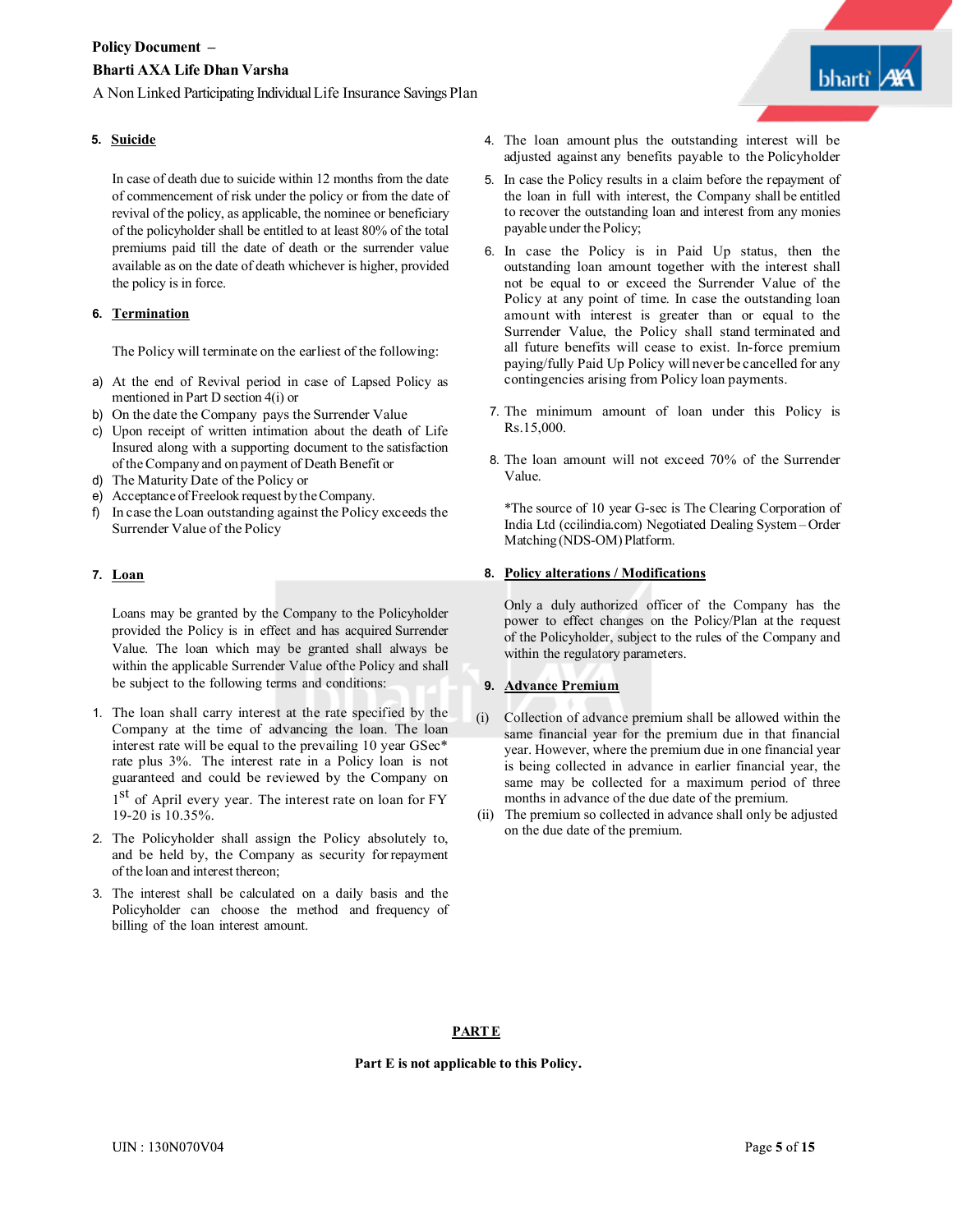### 5. Suicide

In case of death due to suicide within 12 months from the date of commencement of risk under the policy or from the date of revival of the policy, as applicable, the nominee or beneficiary of the policyholder shall be entitled to at least 80% of the total premiums paid till the date of death or the surrender value available as on the date of death whichever is higher, provided the policy is in force.

### 6. Termination

The Policy will terminate on the earliest of the following:

a) At the end of Revival period in case of Lapsed Policy as mentioned in Part D section 4(i) or
b) On the date the Company pays the Surrender Value
c) Upon receipt of written intimation about the death of Life Insured along with a supporting document to the satisfaction of the Company and on payment of Death Benefit or
d) The Maturity Date of the Policy or
e) Acceptance of Freelook request by the Company.
f) In case the Loan outstanding against the Policy exceeds the Surrender Value of the Policy

### 7. Loan

Loans may be granted by the Company to the Policyholder provided the Policy is in effect and has acquired Surrender Value. The loan which may be granted shall always be within the applicable Surrender Value of the Policy and shall be subject to the following terms and conditions:

1. The loan shall carry interest at the rate specified by the Company at the time of advancing the loan. The loan interest rate will be equal to the prevailing 10 year GSec* rate plus 3%. The interest rate in a Policy loan is not guaranteed and could be reviewed by the Company on 1st of April every year. The interest rate on loan for FY 19-20 is 10.35%.
2. The Policyholder shall assign the Policy absolutely to, and be held by, the Company as security for repayment of the loan and interest thereon;
3. The interest shall be calculated on a daily basis and the Policyholder can choose the method and frequency of billing of the loan interest amount.
4. The loan amount plus the outstanding interest will be adjusted against any benefits payable to the Policyholder
5. In case the Policy results in a claim before the repayment of the loan in full with interest, the Company shall be entitled to recover the outstanding loan and interest from any monies payable under the Policy;
6. In case the Policy is in Paid Up status, then the outstanding loan amount together with the interest shall not be equal to or exceed the Surrender Value of the Policy at any point of time. In case the outstanding loan amount with interest is greater than or equal to the Surrender Value, the Policy shall stand terminated and all future benefits will cease to exist. In-force premium paying/fully Paid Up Policy will never be cancelled for any contingencies arising from Policy loan payments.
7. The minimum amount of loan under this Policy is Rs.15,000.
8. The loan amount will not exceed 70% of the Surrender Value.

*The source of 10 year G-sec is The Clearing Corporation of India Ltd (ccilindia.com) Negotiated Dealing System – Order Matching (NDS-OM) Platform.

### 8. Policy alterations / Modifications

Only a duly authorized officer of the Company has the power to effect changes on the Policy/Plan at the request of the Policyholder, subject to the rules of the Company and within the regulatory parameters.

### 9. Advance Premium

(i) Collection of advance premium shall be allowed within the same financial year for the premium due in that financial year. However, where the premium due in one financial year is being collected in advance in earlier financial year, the same may be collected for a maximum period of three months in advance of the due date of the premium.

(ii) The premium so collected in advance shall only be adjusted on the due date of the premium.

## PART E

**Part E is not applicable to this Policy.**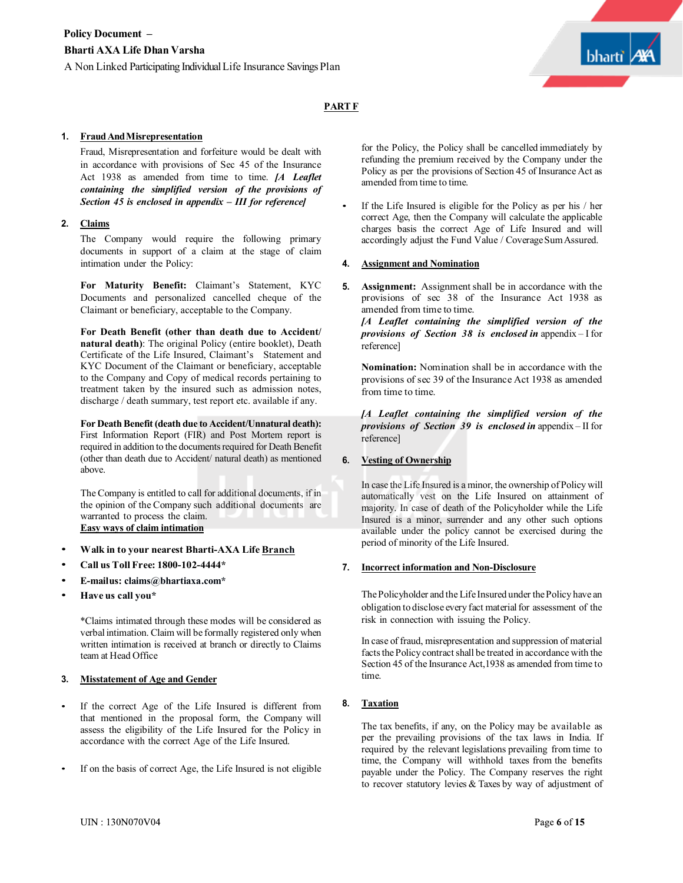## PART F

1. **Fraud And Misrepresentation**

Fraud, Misrepresentation and forfeiture would be dealt with in accordance with provisions of Sec 45 of the Insurance Act 1938 as amended from time to time. ***[A Leaflet containing the simplified version of the provisions of Section 45 is enclosed in appendix – III for reference]***

2. **Claims**

The Company would require the following primary documents in support of a claim at the stage of claim intimation under the Policy:

**For Maturity Benefit:** Claimant's Statement, KYC Documents and personalized cancelled cheque of the Claimant or beneficiary, acceptable to the Company.

**For Death Benefit (other than death due to Accident/ natural death)**: The original Policy (entire booklet), Death Certificate of the Life Insured, Claimant's Statement and KYC Document of the Claimant or beneficiary, acceptable to the Company and Copy of medical records pertaining to treatment taken by the insured such as admission notes, discharge / death summary, test report etc. available if any.

**For Death Benefit (death due to Accident/Unnatural death):** First Information Report (FIR) and Post Mortem report is required in addition to the documents required for Death Benefit (other than death due to Accident/ natural death) as mentioned above.

The Company is entitled to call for additional documents, if in the opinion of the Company such additional documents are warranted to process the claim.

**Easy ways of claim intimation**

- **Walk in to your nearest Bharti-AXA Life Branch**
- **Call us Toll Free: 1800-102-4444***
- **E-mailus: claims@bhartiaxa.com***
- **Have us call you***

*Claims intimated through these modes will be considered as verbal intimation. Claim will be formally registered only when written intimation is received at branch or directly to Claims team at Head Office

3. **Misstatement of Age and Gender**

- If the correct Age of the Life Insured is different from that mentioned in the proposal form, the Company will assess the eligibility of the Life Insured for the Policy in accordance with the correct Age of the Life Insured.
- If on the basis of correct Age, the Life Insured is not eligible for the Policy, the Policy shall be cancelled immediately by refunding the premium received by the Company under the Policy as per the provisions of Section 45 of Insurance Act as amended from time to time.
- If the Life Insured is eligible for the Policy as per his / her correct Age, then the Company will calculate the applicable charges basis the correct Age of Life Insured and will accordingly adjust the Fund Value / Coverage Sum Assured.

4. **Assignment and Nomination**

5. **Assignment:** Assignment shall be in accordance with the provisions of sec 38 of the Insurance Act 1938 as amended from time to time.
***[A Leaflet containing the simplified version of the provisions of Section 38 is enclosed in*** appendix – I for reference]

**Nomination:** Nomination shall be in accordance with the provisions of sec 39 of the Insurance Act 1938 as amended from time to time.

***[A Leaflet containing the simplified version of the provisions of Section 39 is enclosed in*** appendix – II for reference]

6. **Vesting of Ownership**

In case the Life Insured is a minor, the ownership of Policy will automatically vest on the Life Insured on attainment of majority. In case of death of the Policyholder while the Life Insured is a minor, surrender and any other such options available under the policy cannot be exercised during the period of minority of the Life Insured.

7. **Incorrect information and Non-Disclosure**

The Policyholder and the Life Insured under the Policy have an obligation to disclose every fact material for assessment of the risk in connection with issuing the Policy.

In case of fraud, misrepresentation and suppression of material facts the Policy contract shall be treated in accordance with the Section 45 of the Insurance Act,1938 as amended from time to time.

8. **Taxation**

The tax benefits, if any, on the Policy may be available as per the prevailing provisions of the tax laws in India. If required by the relevant legislations prevailing from time to time, the Company will withhold taxes from the benefits payable under the Policy. The Company reserves the right to recover statutory levies & Taxes by way of adjustment of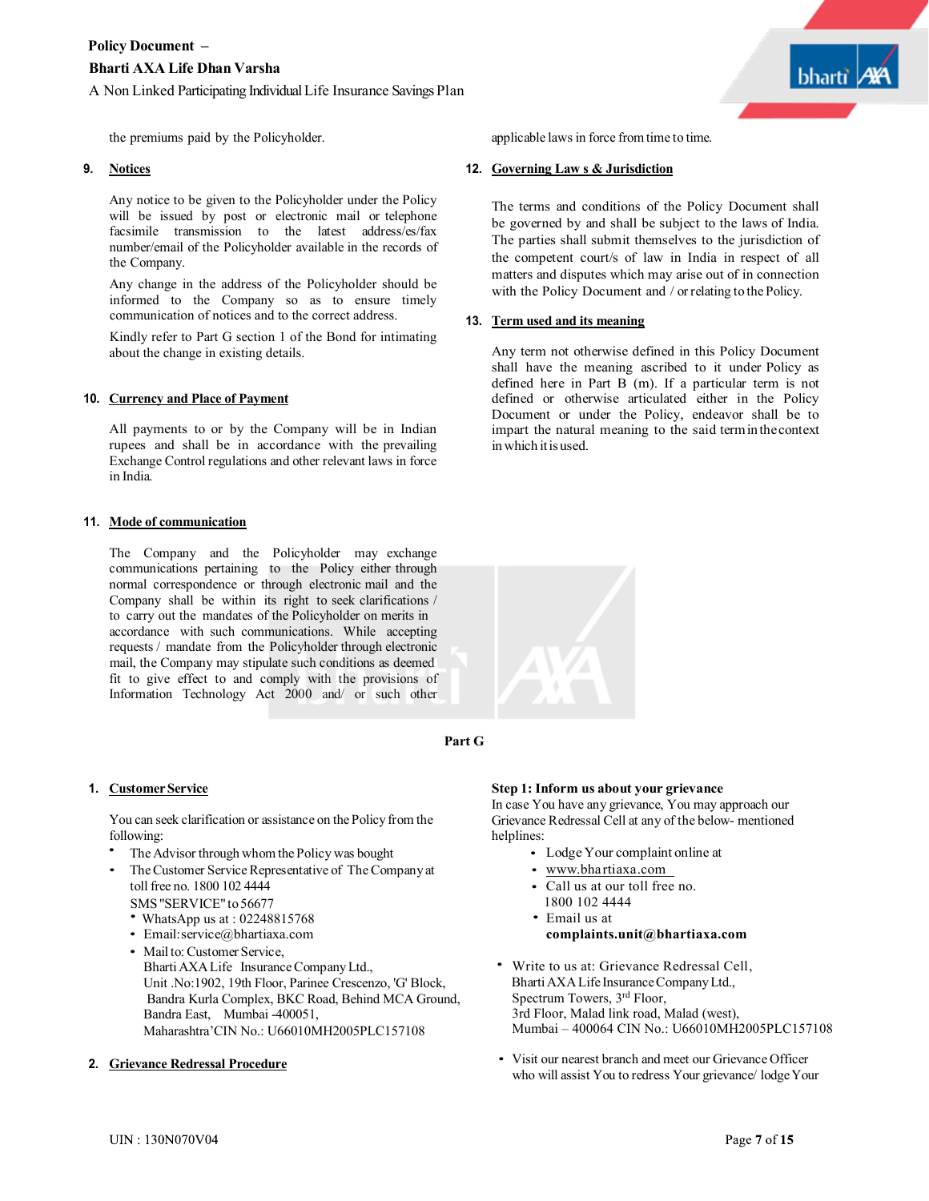the premiums paid by the Policyholder.

**9. Notices**

Any notice to be given to the Policyholder under the Policy will be issued by post or electronic mail or telephone facsimile transmission to the latest address/es/fax number/email of the Policyholder available in the records of the Company.

Any change in the address of the Policyholder should be informed to the Company so as to ensure timely communication of notices and to the correct address.

Kindly refer to Part G section 1 of the Bond for intimating about the change in existing details.

**10. Currency and Place of Payment**

All payments to or by the Company will be in Indian rupees and shall be in accordance with the prevailing Exchange Control regulations and other relevant laws in force in India.

**11. Mode of communication**

The Company and the Policyholder may exchange communications pertaining to the Policy either through normal correspondence or through electronic mail and the Company shall be within its right to seek clarifications / to carry out the mandates of the Policyholder on merits in accordance with such communications. While accepting requests / mandate from the Policyholder through electronic mail, the Company may stipulate such conditions as deemed fit to give effect to and comply with the provisions of Information Technology Act 2000 and/ or such other applicable laws in force from time to time.

**12. Governing Law s & Jurisdiction**

The terms and conditions of the Policy Document shall be governed by and shall be subject to the laws of India. The parties shall submit themselves to the jurisdiction of the competent court/s of law in India in respect of all matters and disputes which may arise out of in connection with the Policy Document and / or relating to the Policy.

**13. Term used and its meaning**

Any term not otherwise defined in this Policy Document shall have the meaning ascribed to it under Policy as defined here in Part B (m). If a particular term is not defined or otherwise articulated either in the Policy Document or under the Policy, endeavor shall be to impart the natural meaning to the said term in the context in which it is used.

## Part G

**1. Customer Service**

You can seek clarification or assistance on the Policy from the following:

- The Advisor through whom the Policy was bought
- The Customer Service Representative of The Company at toll free no. 1800 102 4444
  SMS "SERVICE" to 56677
  - WhatsApp us at : 02248815768
  - Email:service@bhartiaxa.com
  - Mail to: Customer Service,
    Bharti AXA Life Insurance Company Ltd.,
    Unit .No:1902, 19th Floor, Parinee Crescenzo, 'G' Block,
    Bandra Kurla Complex, BKC Road, Behind MCA Ground,
    Bandra East, Mumbai -400051,
    Maharashtra'CIN No.: U66010MH2005PLC157108

**2. Grievance Redressal Procedure**

**Step 1: Inform us about your grievance**
In case You have any grievance, You may approach our Grievance Redressal Cell at any of the below- mentioned helplines:

- Lodge Your complaint online at
- www.bhartiaxa.com
- Call us at our toll free no. 1800 102 4444
- Email us at **complaints.unit@bhartiaxa.com**

- Write to us at: Grievance Redressal Cell,
  Bharti AXA Life Insurance Company Ltd.,
  Spectrum Towers, 3rd Floor,
  3rd Floor, Malad link road, Malad (west),
  Mumbai – 400064 CIN No.: U66010MH2005PLC157108

- Visit our nearest branch and meet our Grievance Officer who will assist You to redress Your grievance/ lodge Your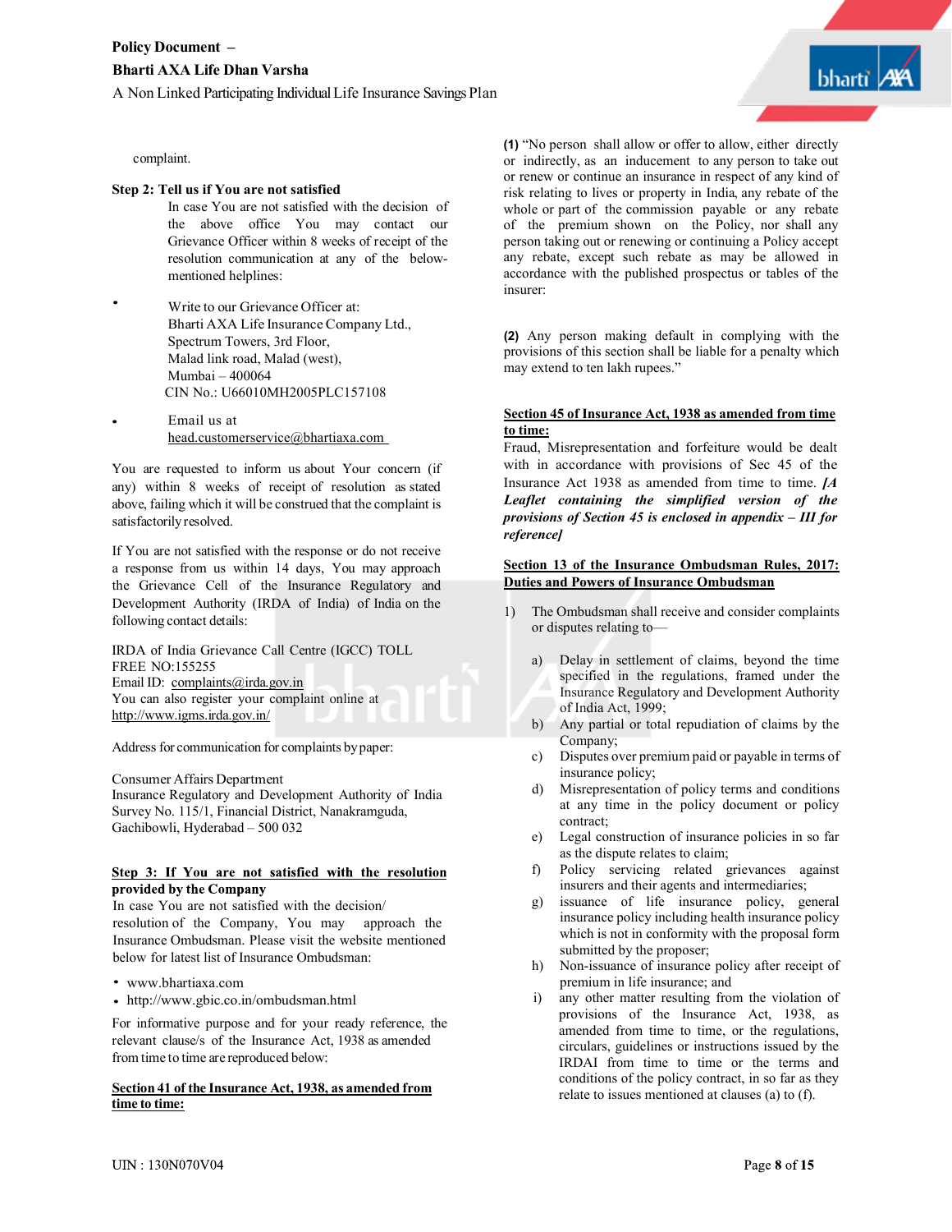complaint.

**Step 2: Tell us if You are not satisfied**

In case You are not satisfied with the decision of the above office You may contact our Grievance Officer within 8 weeks of receipt of the resolution communication at any of the below-mentioned helplines:

- Write to our Grievance Officer at:
  Bharti AXA Life Insurance Company Ltd.,
  Spectrum Towers, 3rd Floor,
  Malad link road, Malad (west),
  Mumbai – 400064
  CIN No.: U66010MH2005PLC157108
- Email us at head.customerservice@bhartiaxa.com

You are requested to inform us about Your concern (if any) within 8 weeks of receipt of resolution as stated above, failing which it will be construed that the complaint is satisfactorily resolved.

If You are not satisfied with the response or do not receive a response from us within 14 days, You may approach the Grievance Cell of the Insurance Regulatory and Development Authority (IRDA of India) of India on the following contact details:

IRDA of India Grievance Call Centre (IGCC) TOLL FREE NO:155255
Email ID: complaints@irda.gov.in
You can also register your complaint online at http://www.igms.irda.gov.in/

Address for communication for complaints by paper:

Consumer Affairs Department
Insurance Regulatory and Development Authority of India
Survey No. 115/1, Financial District, Nanakramguda,
Gachibowli, Hyderabad – 500 032

**Step 3: If You are not satisfied with the resolution provided by the Company**

In case You are not satisfied with the decision/ resolution of the Company, You may approach the Insurance Ombudsman. Please visit the website mentioned below for latest list of Insurance Ombudsman:

- www.bhartiaxa.com
- http://www.gbic.co.in/ombudsman.html

For informative purpose and for your ready reference, the relevant clause/s of the Insurance Act, 1938 as amended from time to time are reproduced below:

**Section 41 of the Insurance Act, 1938, as amended from time to time:**

**(1)** "No person shall allow or offer to allow, either directly or indirectly, as an inducement to any person to take out or renew or continue an insurance in respect of any kind of risk relating to lives or property in India, any rebate of the whole or part of the commission payable or any rebate of the premium shown on the Policy, nor shall any person taking out or renewing or continuing a Policy accept any rebate, except such rebate as may be allowed in accordance with the published prospectus or tables of the insurer:

**(2)** Any person making default in complying with the provisions of this section shall be liable for a penalty which may extend to ten lakh rupees."

**Section 45 of Insurance Act, 1938 as amended from time to time:**

Fraud, Misrepresentation and forfeiture would be dealt with in accordance with provisions of Sec 45 of the Insurance Act 1938 as amended from time to time. ***[A Leaflet containing the simplified version of the provisions of Section 45 is enclosed in appendix – III for reference]***

**Section 13 of the Insurance Ombudsman Rules, 2017: Duties and Powers of Insurance Ombudsman**

1) The Ombudsman shall receive and consider complaints or disputes relating to—

   a) Delay in settlement of claims, beyond the time specified in the regulations, framed under the Insurance Regulatory and Development Authority of India Act, 1999;
   b) Any partial or total repudiation of claims by the Company;
   c) Disputes over premium paid or payable in terms of insurance policy;
   d) Misrepresentation of policy terms and conditions at any time in the policy document or policy contract;
   e) Legal construction of insurance policies in so far as the dispute relates to claim;
   f) Policy servicing related grievances against insurers and their agents and intermediaries;
   g) issuance of life insurance policy, general insurance policy including health insurance policy which is not in conformity with the proposal form submitted by the proposer;
   h) Non-issuance of insurance policy after receipt of premium in life insurance; and
   i) any other matter resulting from the violation of provisions of the Insurance Act, 1938, as amended from time to time, or the regulations, circulars, guidelines or instructions issued by the IRDAI from time to time or the terms and conditions of the policy contract, in so far as they relate to issues mentioned at clauses (a) to (f).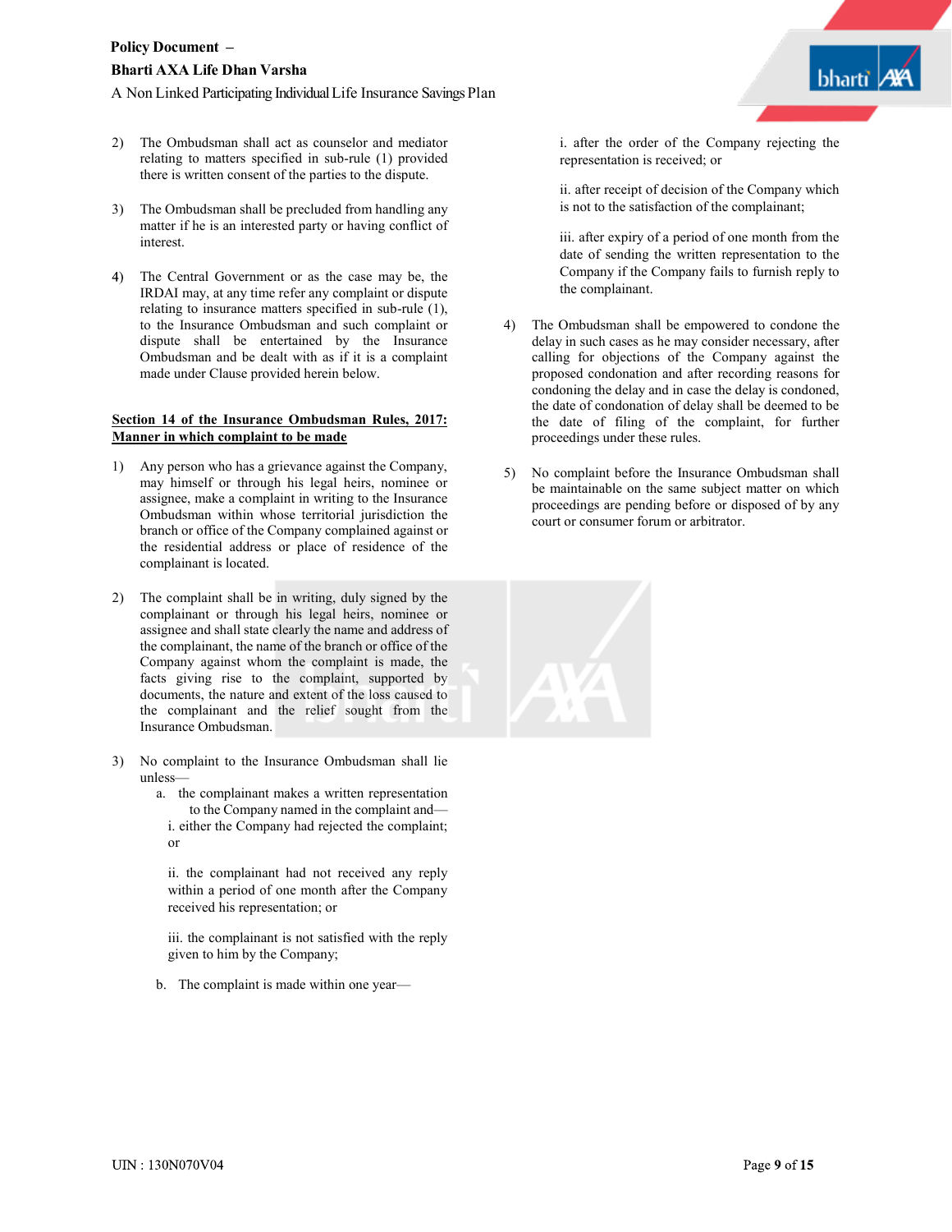2) The Ombudsman shall act as counselor and mediator relating to matters specified in sub-rule (1) provided there is written consent of the parties to the dispute.

3) The Ombudsman shall be precluded from handling any matter if he is an interested party or having conflict of interest.

4) The Central Government or as the case may be, the IRDAI may, at any time refer any complaint or dispute relating to insurance matters specified in sub-rule (1), to the Insurance Ombudsman and such complaint or dispute shall be entertained by the Insurance Ombudsman and be dealt with as if it is a complaint made under Clause provided herein below.

**Section 14 of the Insurance Ombudsman Rules, 2017: Manner in which complaint to be made**

1) Any person who has a grievance against the Company, may himself or through his legal heirs, nominee or assignee, make a complaint in writing to the Insurance Ombudsman within whose territorial jurisdiction the branch or office of the Company complained against or the residential address or place of residence of the complainant is located.

2) The complaint shall be in writing, duly signed by the complainant or through his legal heirs, nominee or assignee and shall state clearly the name and address of the complainant, the name of the branch or office of the Company against whom the complaint is made, the facts giving rise to the complaint, supported by documents, the nature and extent of the loss caused to the complainant and the relief sought from the Insurance Ombudsman.

3) No complaint to the Insurance Ombudsman shall lie unless—
   a. the complainant makes a written representation to the Company named in the complaint and—
      i. either the Company had rejected the complaint; or

      ii. the complainant had not received any reply within a period of one month after the Company received his representation; or

      iii. the complainant is not satisfied with the reply given to him by the Company;

   b. The complaint is made within one year—

      i. after the order of the Company rejecting the representation is received; or

      ii. after receipt of decision of the Company which is not to the satisfaction of the complainant;

      iii. after expiry of a period of one month from the date of sending the written representation to the Company if the Company fails to furnish reply to the complainant.

4) The Ombudsman shall be empowered to condone the delay in such cases as he may consider necessary, after calling for objections of the Company against the proposed condonation and after recording reasons for condoning the delay and in case the delay is condoned, the date of condonation of delay shall be deemed to be the date of filing of the complaint, for further proceedings under these rules.

5) No complaint before the Insurance Ombudsman shall be maintainable on the same subject matter on which proceedings are pending before or disposed of by any court or consumer forum or arbitrator.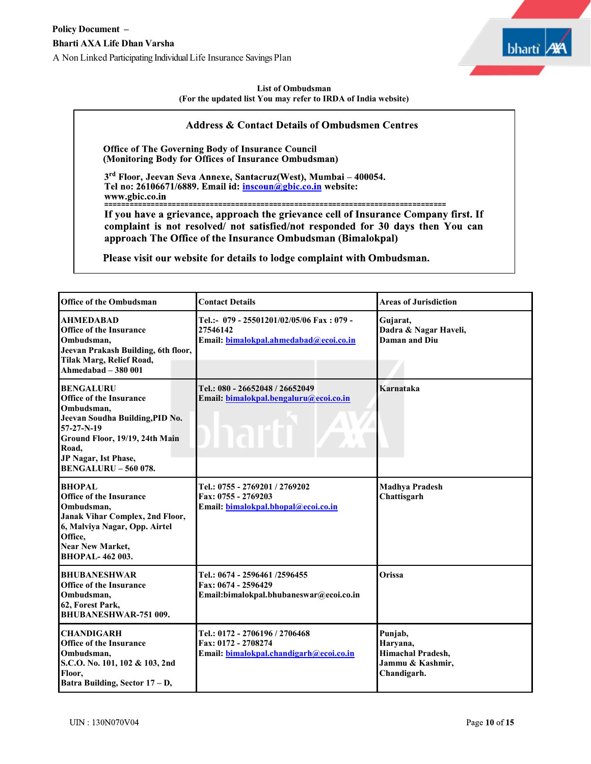List of Ombudsman
(For the updated list You may refer to IRDA of India website)

## Address & Contact Details of Ombudsmen Centres

**Office of The Governing Body of Insurance Council**
**(Monitoring Body for Offices of Insurance Ombudsman)**

**3rd Floor, Jeevan Seva Annexe, Santacruz(West), Mumbai – 400054.**
**Tel no: 26106671/6889. Email id: inscoun@gbic.co.in website: www.gbic.co.in**

==========================================================================

**If you have a grievance, approach the grievance cell of Insurance Company first. If complaint is not resolved/ not satisfied/not responded for 30 days then You can approach The Office of the Insurance Ombudsman (Bimalokpal)**

**Please visit our website for details to lodge complaint with Ombudsman.**

| Office of the Ombudsman | Contact Details | Areas of Jurisdiction |
|---|---|---|
| **AHMEDABAD**<br>**Office of the Insurance Ombudsman,**<br>**Jeevan Prakash Building, 6th floor, Tilak Marg, Relief Road, Ahmedabad – 380 001** | **Tel.:- 079 - 25501201/02/05/06 Fax : 079 - 27546142**<br>**Email: bimalokpal.ahmedabad@ecoi.co.in** | **Gujarat,**<br>**Dadra & Nagar Haveli,**<br>**Daman and Diu** |
| **BENGALURU**<br>**Office of the Insurance Ombudsman,**<br>**Jeevan Soudha Building,PID No. 57-27-N-19**<br>**Ground Floor, 19/19, 24th Main Road,**<br>**JP Nagar, Ist Phase,**<br>**BENGALURU – 560 078.** | **Tel.: 080 - 26652048 / 26652049**<br>**Email: bimalokpal.bengaluru@ecoi.co.in** | **Karnataka** |
| **BHOPAL**<br>**Office of the Insurance Ombudsman,**<br>**Janak Vihar Complex, 2nd Floor, 6, Malviya Nagar, Opp. Airtel Office,**<br>**Near New Market,**<br>**BHOPAL- 462 003.** | **Tel.: 0755 - 2769201 / 2769202**<br>**Fax: 0755 - 2769203**<br>**Email: bimalokpal.bhopal@ecoi.co.in** | **Madhya Pradesh**<br>**Chattisgarh** |
| **BHUBANESHWAR**<br>**Office of the Insurance Ombudsman,**<br>**62, Forest Park,**<br>**BHUBANESHWAR-751 009.** | **Tel.: 0674 - 2596461 /2596455**<br>**Fax: 0674 - 2596429**<br>**Email:bimalokpal.bhubaneswar@ecoi.co.in** | **Orissa** |
| **CHANDIGARH**<br>**Office of the Insurance Ombudsman,**<br>**S.C.O. No. 101, 102 & 103, 2nd Floor,**<br>**Batra Building, Sector 17 – D,** | **Tel.: 0172 - 2706196 / 2706468**<br>**Fax: 0172 - 2708274**<br>**Email: bimalokpal.chandigarh@ecoi.co.in** | **Punjab,**<br>**Haryana,**<br>**Himachal Pradesh,**<br>**Jammu & Kashmir,**<br>**Chandigarh.** |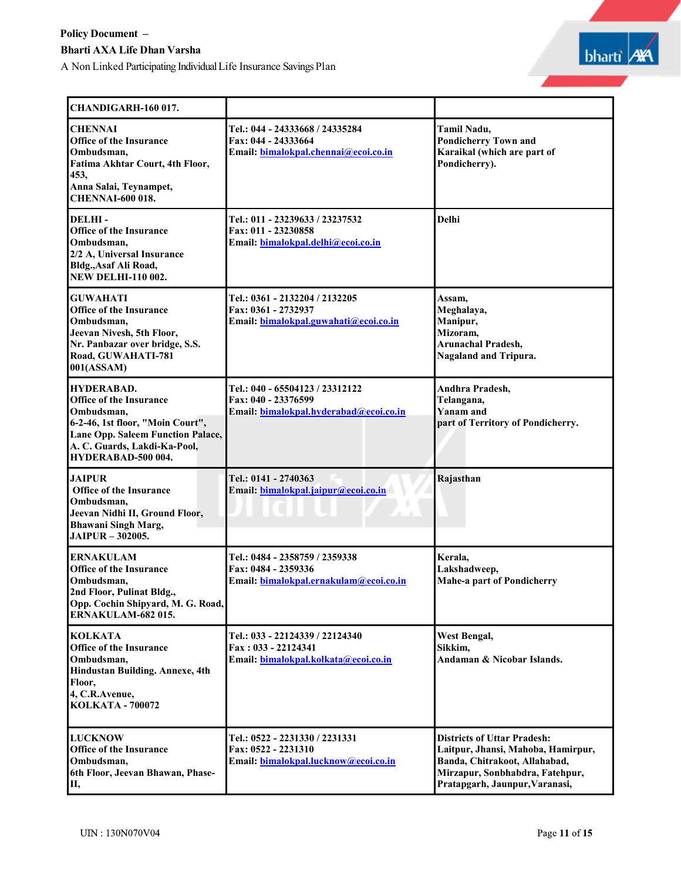| | | |
|---|---|---|
| **CHANDIGARH-160 017.** | | |
| **CHENNAI**<br>**Office of the Insurance Ombudsman,**<br>**Fatima Akhtar Court, 4th Floor, 453,**<br>**Anna Salai, Teynampet,**<br>**CHENNAI-600 018.** | **Tel.: 044 - 24333668 / 24335284**<br>**Fax: 044 - 24333664**<br>**Email: bimalokpal.chennai@ecoi.co.in** | **Tamil Nadu,**<br>**Pondicherry Town and Karaikal (which are part of Pondicherry).** |
| **DELHI -**<br>**Office of the Insurance Ombudsman,**<br>**2/2 A, Universal Insurance Bldg.,Asaf Ali Road,**<br>**NEW DELHI-110 002.** | **Tel.: 011 - 23239633 / 23237532**<br>**Fax: 011 - 23230858**<br>**Email: bimalokpal.delhi@ecoi.co.in** | **Delhi** |
| **GUWAHATI**<br>**Office of the Insurance Ombudsman,**<br>**Jeevan Nivesh, 5th Floor,**<br>**Nr. Panbazar over bridge, S.S. Road, GUWAHATI-781 001(ASSAM)** | **Tel.: 0361 - 2132204 / 2132205**<br>**Fax: 0361 - 2732937**<br>**Email: bimalokpal.guwahati@ecoi.co.in** | **Assam,**<br>**Meghalaya,**<br>**Manipur,**<br>**Mizoram,**<br>**Arunachal Pradesh,**<br>**Nagaland and Tripura.** |
| **HYDERABAD.**<br>**Office of the Insurance Ombudsman,**<br>**6-2-46, 1st floor, "Moin Court",**<br>**Lane Opp. Saleem Function Palace,**<br>**A. C. Guards, Lakdi-Ka-Pool,**<br>**HYDERABAD-500 004.** | **Tel.: 040 - 65504123 / 23312122**<br>**Fax: 040 - 23376599**<br>**Email: bimalokpal.hyderabad@ecoi.co.in** | **Andhra Pradesh,**<br>**Telangana,**<br>**Yanam and**<br>**part of Territory of Pondicherry.** |
| **JAIPUR**<br>**Office of the Insurance Ombudsman,**<br>**Jeevan Nidhi II, Ground Floor,**<br>**Bhawani Singh Marg,**<br>**JAIPUR – 302005.** | **Tel.: 0141 - 2740363**<br>**Email: bimalokpal.jaipur@ecoi.co.in** | **Rajasthan** |
| **ERNAKULAM**<br>**Office of the Insurance Ombudsman,**<br>**2nd Floor, Pulinat Bldg.,**<br>**Opp. Cochin Shipyard, M. G. Road,**<br>**ERNAKULAM-682 015.** | **Tel.: 0484 - 2358759 / 2359338**<br>**Fax: 0484 - 2359336**<br>**Email: bimalokpal.ernakulam@ecoi.co.in** | **Kerala,**<br>**Lakshadweep,**<br>**Mahe-a part of Pondicherry** |
| **KOLKATA**<br>**Office of the Insurance Ombudsman,**<br>**Hindustan Building. Annexe, 4th Floor,**<br>**4, C.R.Avenue,**<br>**KOLKATA - 700072** | **Tel.: 033 - 22124339 / 22124340**<br>**Fax : 033 - 22124341**<br>**Email: bimalokpal.kolkata@ecoi.co.in** | **West Bengal,**<br>**Sikkim,**<br>**Andaman & Nicobar Islands.** |
| **LUCKNOW**<br>**Office of the Insurance Ombudsman,**<br>**6th Floor, Jeevan Bhawan, Phase-II,** | **Tel.: 0522 - 2231330 / 2231331**<br>**Fax: 0522 - 2231310**<br>**Email: bimalokpal.lucknow@ecoi.co.in** | **Districts of Uttar Pradesh:**<br>**Laitpur, Jhansi, Mahoba, Hamirpur, Banda, Chitrakoot, Allahabad, Mirzapur, Sonbhabdra, Fatehpur, Pratapgarh, Jaunpur,Varanasi,** |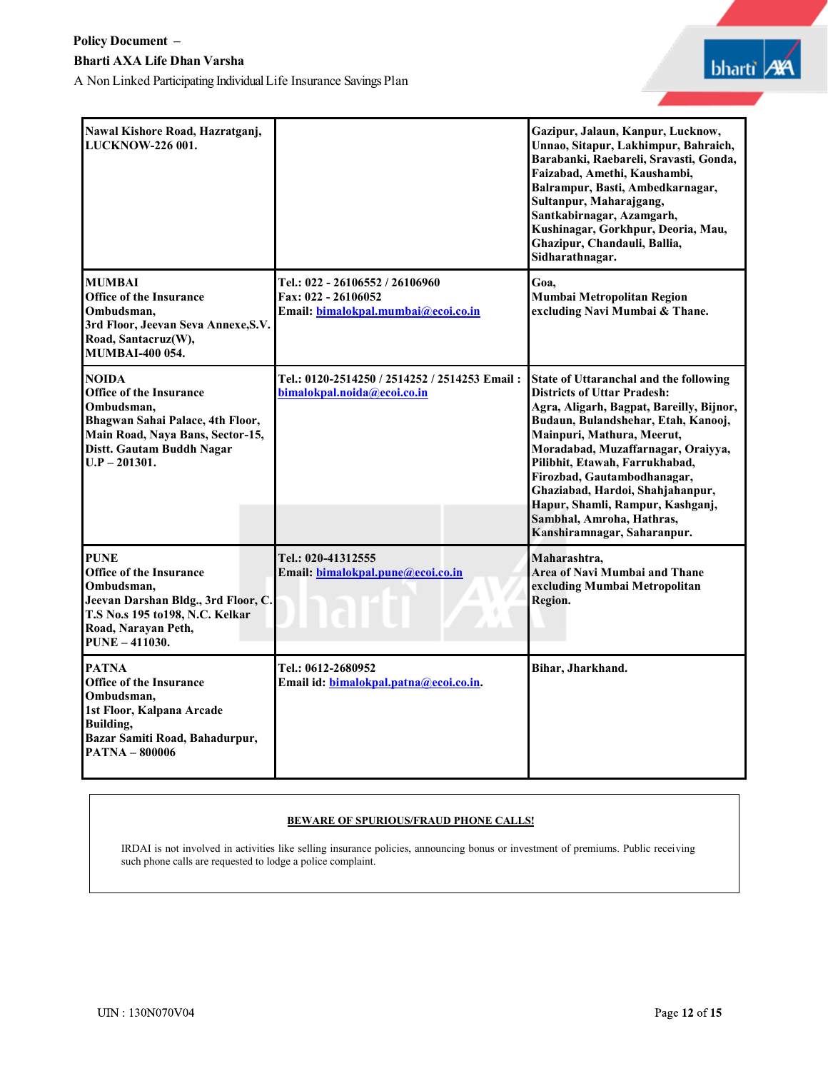| | | |
|---|---|---|
| Nawal Kishore Road, Hazratganj, LUCKNOW-226 001. | | Gazipur, Jalaun, Kanpur, Lucknow, Unnao, Sitapur, Lakhimpur, Bahraich, Barabanki, Raebareli, Sravasti, Gonda, Faizabad, Amethi, Kaushambi, Balrampur, Basti, Ambedkarnagar, Sultanpur, Maharajgang, Santkabirnagar, Azamgarh, Kushinagar, Gorkhpur, Deoria, Mau, Ghazipur, Chandauli, Ballia, Sidharathnagar. |
| **MUMBAI** Office of the Insurance Ombudsman, 3rd Floor, Jeevan Seva Annexe,S.V. Road, Santacruz(W), MUMBAI-400 054. | Tel.: 022 - 26106552 / 26106960 Fax: 022 - 26106052 Email: bimalokpal.mumbai@ecoi.co.in | Goa, Mumbai Metropolitan Region excluding Navi Mumbai & Thane. |
| **NOIDA** Office of the Insurance Ombudsman, Bhagwan Sahai Palace, 4th Floor, Main Road, Naya Bans, Sector-15, Distt. Gautam Buddh Nagar U.P – 201301. | Tel.: 0120-2514250 / 2514252 / 2514253 Email : bimalokpal.noida@ecoi.co.in | State of Uttaranchal and the following Districts of Uttar Pradesh: Agra, Aligarh, Bagpat, Bareilly, Bijnor, Budaun, Bulandshehar, Etah, Kanooj, Mainpuri, Mathura, Meerut, Moradabad, Muzaffarnagar, Oraiyya, Pilibhit, Etawah, Farrukhabad, Firozbad, Gautambodhanagar, Ghaziabad, Hardoi, Shahjahanpur, Hapur, Shamli, Rampur, Kashganj, Sambhal, Amroha, Hathras, Kanshiramnagar, Saharanpur. |
| **PUNE** Office of the Insurance Ombudsman, Jeevan Darshan Bldg., 3rd Floor, C.T.S No.s 195 to198, N.C. Kelkar Road, Narayan Peth, PUNE – 411030. | Tel.: 020-41312555 Email: bimalokpal.pune@ecoi.co.in | Maharashtra, Area of Navi Mumbai and Thane excluding Mumbai Metropolitan Region. |
| **PATNA** Office of the Insurance Ombudsman, 1st Floor, Kalpana Arcade Building, Bazar Samiti Road, Bahadurpur, PATNA – 800006 | Tel.: 0612-2680952 Email id: bimalokpal.patna@ecoi.co.in. | Bihar, Jharkhand. |

**BEWARE OF SPURIOUS/FRAUD PHONE CALLS!**

IRDAI is not involved in activities like selling insurance policies, announcing bonus or investment of premiums. Public receiving such phone calls are requested to lodge a police complaint.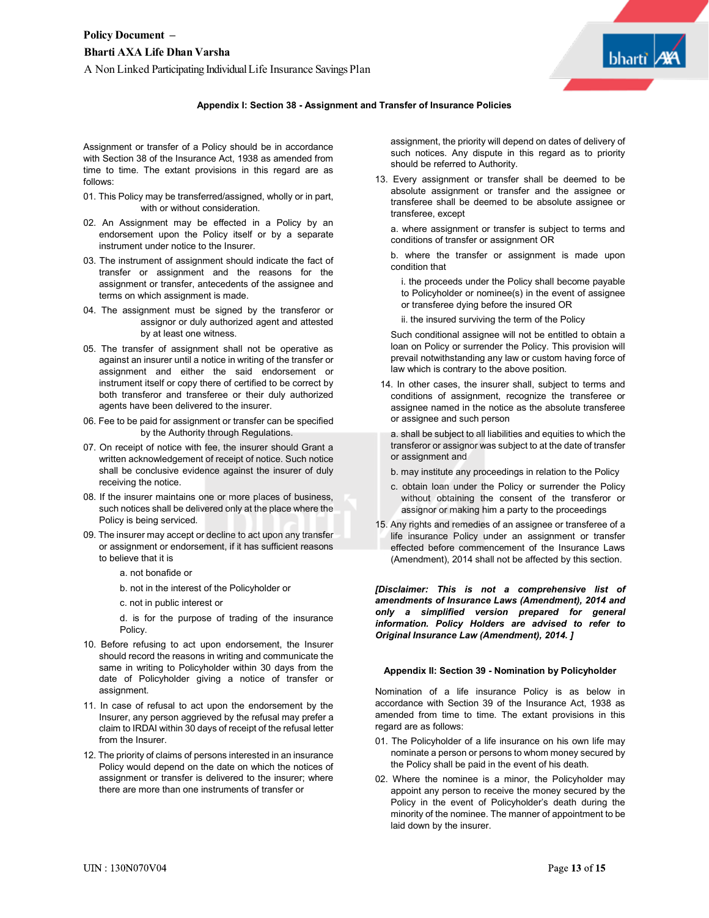### Appendix I: Section 38 - Assignment and Transfer of Insurance Policies

Assignment or transfer of a Policy should be in accordance with Section 38 of the Insurance Act, 1938 as amended from time to time. The extant provisions in this regard are as follows:

01. This Policy may be transferred/assigned, wholly or in part, with or without consideration.
02. An Assignment may be effected in a Policy by an endorsement upon the Policy itself or by a separate instrument under notice to the Insurer.
03. The instrument of assignment should indicate the fact of transfer or assignment and the reasons for the assignment or transfer, antecedents of the assignee and terms on which assignment is made.
04. The assignment must be signed by the transferor or assignor or duly authorized agent and attested by at least one witness.
05. The transfer of assignment shall not be operative as against an insurer until a notice in writing of the transfer or assignment and either the said endorsement or instrument itself or copy there of certified to be correct by both transferor and transferee or their duly authorized agents have been delivered to the insurer.
06. Fee to be paid for assignment or transfer can be specified by the Authority through Regulations.
07. On receipt of notice with fee, the insurer should Grant a written acknowledgement of receipt of notice. Such notice shall be conclusive evidence against the insurer of duly receiving the notice.
08. If the insurer maintains one or more places of business, such notices shall be delivered only at the place where the Policy is being serviced.
09. The insurer may accept or decline to act upon any transfer or assignment or endorsement, if it has sufficient reasons to believe that it is
    a. not bonafide or
    b. not in the interest of the Policyholder or
    c. not in public interest or
    d. is for the purpose of trading of the insurance Policy.
10. Before refusing to act upon endorsement, the Insurer should record the reasons in writing and communicate the same in writing to Policyholder within 30 days from the date of Policyholder giving a notice of transfer or assignment.
11. In case of refusal to act upon the endorsement by the Insurer, any person aggrieved by the refusal may prefer a claim to IRDAI within 30 days of receipt of the refusal letter from the Insurer.
12. The priority of claims of persons interested in an insurance Policy would depend on the date on which the notices of assignment or transfer is delivered to the insurer; where there are more than one instruments of transfer or assignment, the priority will depend on dates of delivery of such notices. Any dispute in this regard as to priority should be referred to Authority.
13. Every assignment or transfer shall be deemed to be absolute assignment or transfer and the assignee or transferee shall be deemed to be absolute assignee or transferee, except
    a. where assignment or transfer is subject to terms and conditions of transfer or assignment OR
    b. where the transfer or assignment is made upon condition that
        i. the proceeds under the Policy shall become payable to Policyholder or nominee(s) in the event of assignee or transferee dying before the insured OR
        ii. the insured surviving the term of the Policy

    Such conditional assignee will not be entitled to obtain a loan on Policy or surrender the Policy. This provision will prevail notwithstanding any law or custom having force of law which is contrary to the above position.
14. In other cases, the insurer shall, subject to terms and conditions of assignment, recognize the transferee or assignee named in the notice as the absolute transferee or assignee and such person
    a. shall be subject to all liabilities and equities to which the transferor or assignor was subject to at the date of transfer or assignment and
    b. may institute any proceedings in relation to the Policy
    c. obtain loan under the Policy or surrender the Policy without obtaining the consent of the transferor or assignor or making him a party to the proceedings
15. Any rights and remedies of an assignee or transferee of a life insurance Policy under an assignment or transfer effected before commencement of the Insurance Laws (Amendment), 2014 shall not be affected by this section.

***[Disclaimer: This is not a comprehensive list of amendments of Insurance Laws (Amendment), 2014 and only a simplified version prepared for general information. Policy Holders are advised to refer to Original Insurance Law (Amendment), 2014. ]***

### Appendix II: Section 39 - Nomination by Policyholder

Nomination of a life insurance Policy is as below in accordance with Section 39 of the Insurance Act, 1938 as amended from time to time. The extant provisions in this regard are as follows:

01. The Policyholder of a life insurance on his own life may nominate a person or persons to whom money secured by the Policy shall be paid in the event of his death.
02. Where the nominee is a minor, the Policyholder may appoint any person to receive the money secured by the Policy in the event of Policyholder's death during the minority of the nominee. The manner of appointment to be laid down by the insurer.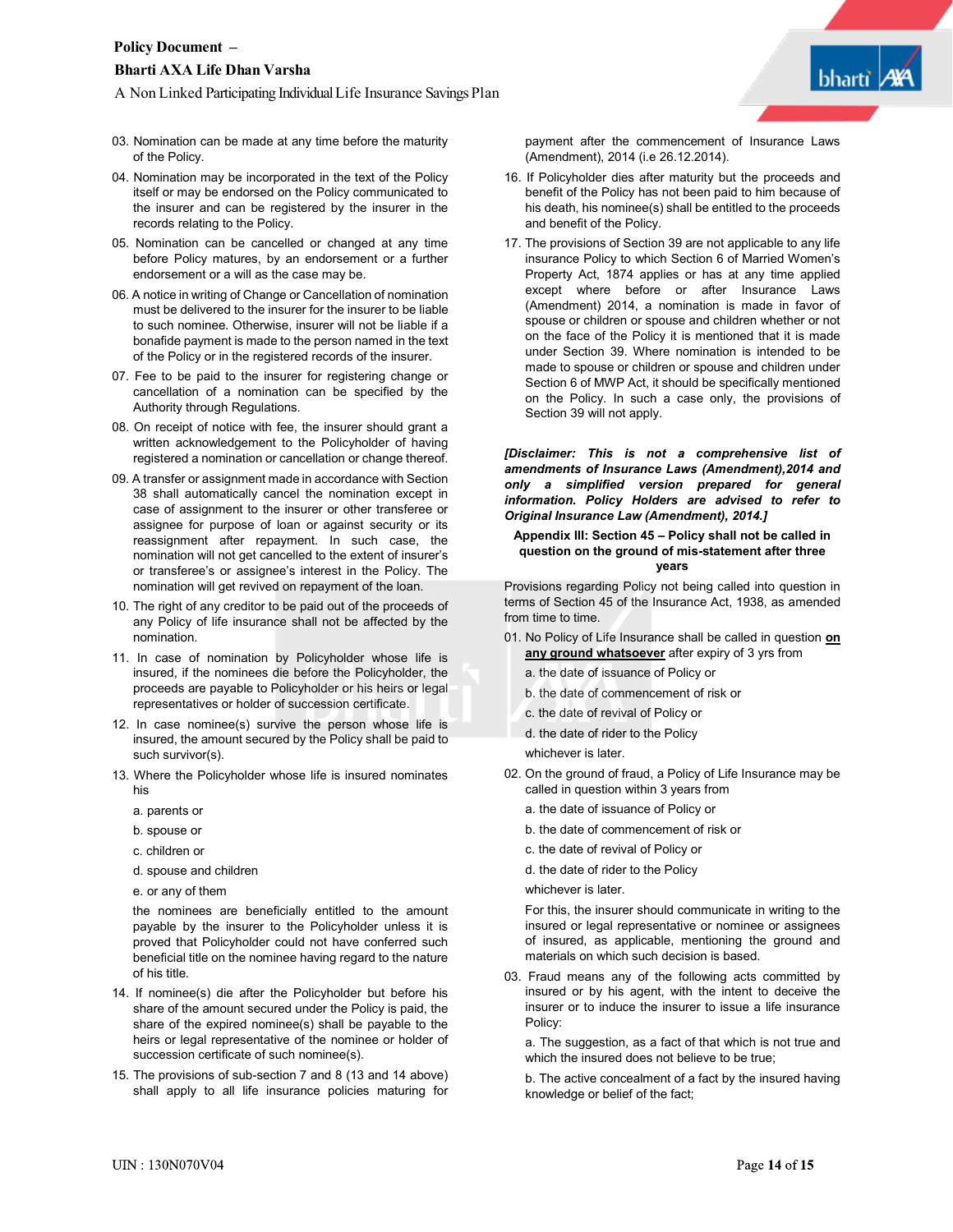03. Nomination can be made at any time before the maturity of the Policy.

04. Nomination may be incorporated in the text of the Policy itself or may be endorsed on the Policy communicated to the insurer and can be registered by the insurer in the records relating to the Policy.

05. Nomination can be cancelled or changed at any time before Policy matures, by an endorsement or a further endorsement or a will as the case may be.

06. A notice in writing of Change or Cancellation of nomination must be delivered to the insurer for the insurer to be liable to such nominee. Otherwise, insurer will not be liable if a bonafide payment is made to the person named in the text of the Policy or in the registered records of the insurer.

07. Fee to be paid to the insurer for registering change or cancellation of a nomination can be specified by the Authority through Regulations.

08. On receipt of notice with fee, the insurer should grant a written acknowledgement to the Policyholder of having registered a nomination or cancellation or change thereof.

09. A transfer or assignment made in accordance with Section 38 shall automatically cancel the nomination except in case of assignment to the insurer or other transferee or assignee for purpose of loan or against security or its reassignment after repayment. In such case, the nomination will not get cancelled to the extent of insurer's or transferee's or assignee's interest in the Policy. The nomination will get revived on repayment of the loan.

10. The right of any creditor to be paid out of the proceeds of any Policy of life insurance shall not be affected by the nomination.

11. In case of nomination by Policyholder whose life is insured, if the nominees die before the Policyholder, the proceeds are payable to Policyholder or his heirs or legal representatives or holder of succession certificate.

12. In case nominee(s) survive the person whose life is insured, the amount secured by the Policy shall be paid to such survivor(s).

13. Where the Policyholder whose life is insured nominates his

    a. parents or

    b. spouse or

    c. children or

    d. spouse and children

    e. or any of them

    the nominees are beneficially entitled to the amount payable by the insurer to the Policyholder unless it is proved that Policyholder could not have conferred such beneficial title on the nominee having regard to the nature of his title.

14. If nominee(s) die after the Policyholder but before his share of the amount secured under the Policy is paid, the share of the expired nominee(s) shall be payable to the heirs or legal representative of the nominee or holder of succession certificate of such nominee(s).

15. The provisions of sub-section 7 and 8 (13 and 14 above) shall apply to all life insurance policies maturing for payment after the commencement of Insurance Laws (Amendment), 2014 (i.e 26.12.2014).

16. If Policyholder dies after maturity but the proceeds and benefit of the Policy has not been paid to him because of his death, his nominee(s) shall be entitled to the proceeds and benefit of the Policy.

17. The provisions of Section 39 are not applicable to any life insurance Policy to which Section 6 of Married Women's Property Act, 1874 applies or has at any time applied except where before or after Insurance Laws (Amendment) 2014, a nomination is made in favor of spouse or children or spouse and children whether or not on the face of the Policy it is mentioned that it is made under Section 39. Where nomination is intended to be made to spouse or children or spouse and children under Section 6 of MWP Act, it should be specifically mentioned on the Policy. In such a case only, the provisions of Section 39 will not apply.

***[Disclaimer: This is not a comprehensive list of amendments of Insurance Laws (Amendment),2014 and only a simplified version prepared for general information. Policy Holders are advised to refer to Original Insurance Law (Amendment), 2014.]***

**Appendix III: Section 45 – Policy shall not be called in question on the ground of mis-statement after three years**

Provisions regarding Policy not being called into question in terms of Section 45 of the Insurance Act, 1938, as amended from time to time.

01. No Policy of Life Insurance shall be called in question **<u>on any ground whatsoever</u>** after expiry of 3 yrs from

    a. the date of issuance of Policy or

    b. the date of commencement of risk or

    c. the date of revival of Policy or

    d. the date of rider to the Policy

    whichever is later.

02. On the ground of fraud, a Policy of Life Insurance may be called in question within 3 years from

    a. the date of issuance of Policy or

    b. the date of commencement of risk or

    c. the date of revival of Policy or

    d. the date of rider to the Policy

    whichever is later.

    For this, the insurer should communicate in writing to the insured or legal representative or nominee or assignees of insured, as applicable, mentioning the ground and materials on which such decision is based.

03. Fraud means any of the following acts committed by insured or by his agent, with the intent to deceive the insurer or to induce the insurer to issue a life insurance Policy:

    a. The suggestion, as a fact of that which is not true and which the insured does not believe to be true;

    b. The active concealment of a fact by the insured having knowledge or belief of the fact;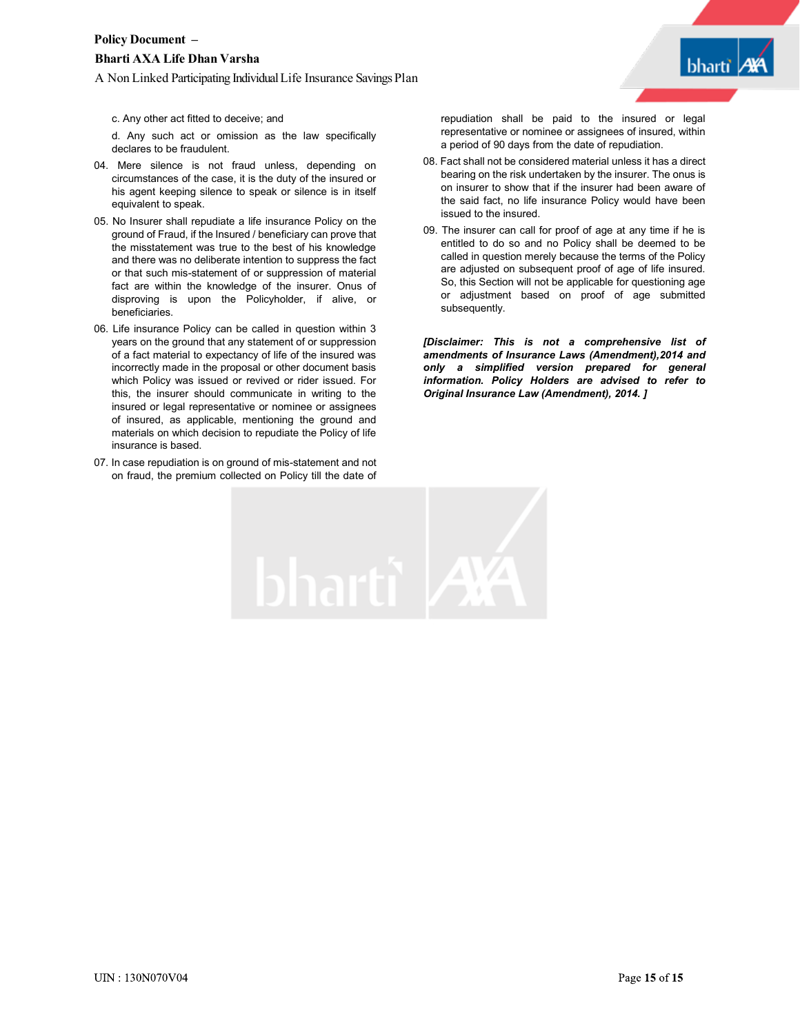c. Any other act fitted to deceive; and

d. Any such act or omission as the law specifically declares to be fraudulent.

04. Mere silence is not fraud unless, depending on circumstances of the case, it is the duty of the insured or his agent keeping silence to speak or silence is in itself equivalent to speak.

05. No Insurer shall repudiate a life insurance Policy on the ground of Fraud, if the Insured / beneficiary can prove that the misstatement was true to the best of his knowledge and there was no deliberate intention to suppress the fact or that such mis-statement of or suppression of material fact are within the knowledge of the insurer. Onus of disproving is upon the Policyholder, if alive, or beneficiaries.

06. Life insurance Policy can be called in question within 3 years on the ground that any statement of or suppression of a fact material to expectancy of life of the insured was incorrectly made in the proposal or other document basis which Policy was issued or revived or rider issued. For this, the insurer should communicate in writing to the insured or legal representative or nominee or assignees of insured, as applicable, mentioning the ground and materials on which decision to repudiate the Policy of life insurance is based.

07. In case repudiation is on ground of mis-statement and not on fraud, the premium collected on Policy till the date of repudiation shall be paid to the insured or legal representative or nominee or assignees of insured, within a period of 90 days from the date of repudiation.

08. Fact shall not be considered material unless it has a direct bearing on the risk undertaken by the insurer. The onus is on insurer to show that if the insurer had been aware of the said fact, no life insurance Policy would have been issued to the insured.

09. The insurer can call for proof of age at any time if he is entitled to do so and no Policy shall be deemed to be called in question merely because the terms of the Policy are adjusted on subsequent proof of age of life insured. So, this Section will not be applicable for questioning age or adjustment based on proof of age submitted subsequently.

***[Disclaimer: This is not a comprehensive list of amendments of Insurance Laws (Amendment),2014 and only a simplified version prepared for general information. Policy Holders are advised to refer to Original Insurance Law (Amendment), 2014. ]***